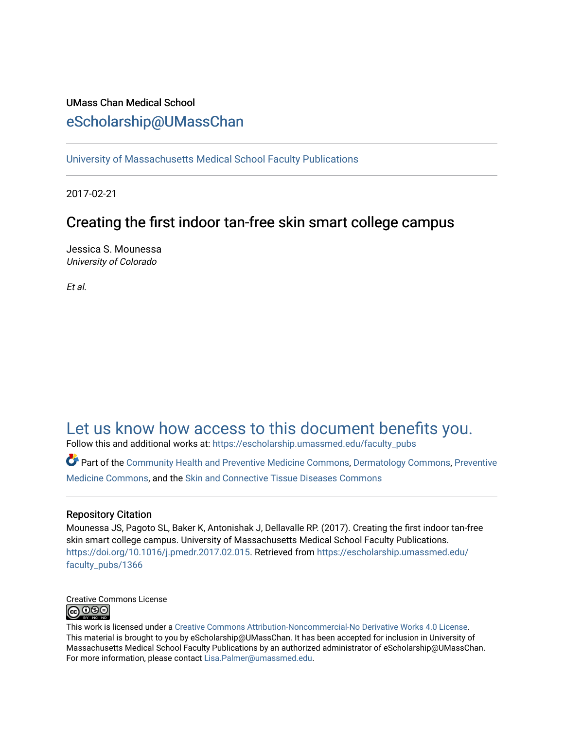UMass Chan Medical School

eScholarship@UMassChan

University of Massachusetts Medical School Faculty Publications

2017-02-21

# Creating the first indoor tan-free skin smart college campus

Jessica S. Mounessa
*University of Colorado*

*Et al.*

Let us know how access to this document benefits you.

Follow this and additional works at: https://escholarship.umassmed.edu/faculty_pubs

Part of the Community Health and Preventive Medicine Commons, Dermatology Commons, Preventive Medicine Commons, and the Skin and Connective Tissue Diseases Commons

## Repository Citation

Mounessa JS, Pagoto SL, Baker K, Antonishak J, Dellavalle RP. (2017). Creating the first indoor tan-free skin smart college campus. University of Massachusetts Medical School Faculty Publications. https://doi.org/10.1016/j.pmedr.2017.02.015. Retrieved from https://escholarship.umassmed.edu/faculty_pubs/1366

Creative Commons License

This work is licensed under a Creative Commons Attribution-Noncommercial-No Derivative Works 4.0 License. This material is brought to you by eScholarship@UMassChan. It has been accepted for inclusion in University of Massachusetts Medical School Faculty Publications by an authorized administrator of eScholarship@UMassChan. For more information, please contact Lisa.Palmer@umassmed.edu.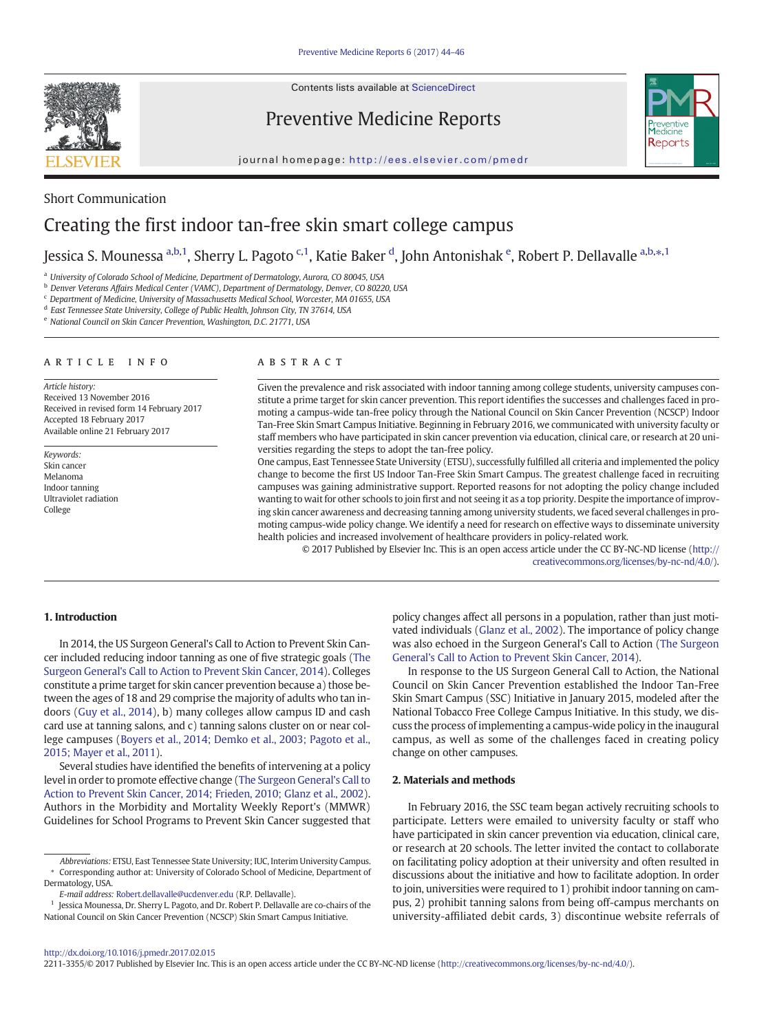Short Communication

# Creating the first indoor tan-free skin smart college campus

Jessica S. Mounessa [a,b,1], Sherry L. Pagoto [c,1], Katie Baker [d], John Antonishak [e], Robert P. Dellavalle [a,b,*,1]

[a] University of Colorado School of Medicine, Department of Dermatology, Aurora, CO 80045, USA
[b] Denver Veterans Affairs Medical Center (VAMC), Department of Dermatology, Denver, CO 80220, USA
[c] Department of Medicine, University of Massachusetts Medical School, Worcester, MA 01655, USA
[d] East Tennessee State University, College of Public Health, Johnson City, TN 37614, USA
[e] National Council on Skin Cancer Prevention, Washington, D.C. 21771, USA

## ARTICLE INFO

*Article history:*
Received 13 November 2016
Received in revised form 14 February 2017
Accepted 18 February 2017
Available online 21 February 2017

*Keywords:*
Skin cancer
Melanoma
Indoor tanning
Ultraviolet radiation
College

## ABSTRACT

Given the prevalence and risk associated with indoor tanning among college students, university campuses constitute a prime target for skin cancer prevention. This report identifies the successes and challenges faced in promoting a campus-wide tan-free policy through the National Council on Skin Cancer Prevention (NCSCP) Indoor Tan-Free Skin Smart Campus Initiative. Beginning in February 2016, we communicated with university faculty or staff members who have participated in skin cancer prevention via education, clinical care, or research at 20 universities regarding the steps to adopt the tan-free policy.

One campus, East Tennessee State University (ETSU), successfully fulfilled all criteria and implemented the policy change to become the first US Indoor Tan-Free Skin Smart Campus. The greatest challenge faced in recruiting campuses was gaining administrative support. Reported reasons for not adopting the policy change included wanting to wait for other schools to join first and not seeing it as a top priority. Despite the importance of improving skin cancer awareness and decreasing tanning among university students, we faced several challenges in promoting campus-wide policy change. We identify a need for research on effective ways to disseminate university health policies and increased involvement of healthcare providers in policy-related work.

© 2017 Published by Elsevier Inc. This is an open access article under the CC BY-NC-ND license (http://creativecommons.org/licenses/by-nc-nd/4.0/).

## 1. Introduction

In 2014, the US Surgeon General's Call to Action to Prevent Skin Cancer included reducing indoor tanning as one of five strategic goals (The Surgeon General's Call to Action to Prevent Skin Cancer, 2014). Colleges constitute a prime target for skin cancer prevention because a) those between the ages of 18 and 29 comprise the majority of adults who tan indoors (Guy et al., 2014), b) many colleges allow campus ID and cash card use at tanning salons, and c) tanning salons cluster on or near college campuses (Boyers et al., 2014; Demko et al., 2003; Pagoto et al., 2015; Mayer et al., 2011).

Several studies have identified the benefits of intervening at a policy level in order to promote effective change (The Surgeon General's Call to Action to Prevent Skin Cancer, 2014; Frieden, 2010; Glanz et al., 2002). Authors in the Morbidity and Mortality Weekly Report's (MMWR) Guidelines for School Programs to Prevent Skin Cancer suggested that policy changes affect all persons in a population, rather than just motivated individuals (Glanz et al., 2002). The importance of policy change was also echoed in the Surgeon General's Call to Action (The Surgeon General's Call to Action to Prevent Skin Cancer, 2014).

In response to the US Surgeon General Call to Action, the National Council on Skin Cancer Prevention established the Indoor Tan-Free Skin Smart Campus (SSC) Initiative in January 2015, modeled after the National Tobacco Free College Campus Initiative. In this study, we discuss the process of implementing a campus-wide policy in the inaugural campus, as well as some of the challenges faced in creating policy change on other campuses.

## 2. Materials and methods

In February 2016, the SSC team began actively recruiting schools to participate. Letters were emailed to university faculty or staff who have participated in skin cancer prevention via education, clinical care, or research at 20 schools. The letter invited the contact to collaborate on facilitating policy adoption at their university and often resulted in discussions about the initiative and how to facilitate adoption. In order to join, universities were required to 1) prohibit indoor tanning on campus, 2) prohibit tanning salons from being off-campus merchants on university-affiliated debit cards, 3) discontinue website referrals of

*Abbreviations:* ETSU, East Tennessee State University; IUC, Interim University Campus.
* Corresponding author at: University of Colorado School of Medicine, Department of Dermatology, USA.
*E-mail address:* Robert.dellavalle@ucdenver.edu (R.P. Dellavalle).
[1] Jessica Mounessa, Dr. Sherry L. Pagoto, and Dr. Robert P. Dellavalle are co-chairs of the National Council on Skin Cancer Prevention (NCSCP) Skin Smart Campus Initiative.

http://dx.doi.org/10.1016/j.pmedr.2017.02.015
2211-3355/© 2017 Published by Elsevier Inc. This is an open access article under the CC BY-NC-ND license (http://creativecommons.org/licenses/by-nc-nd/4.0/).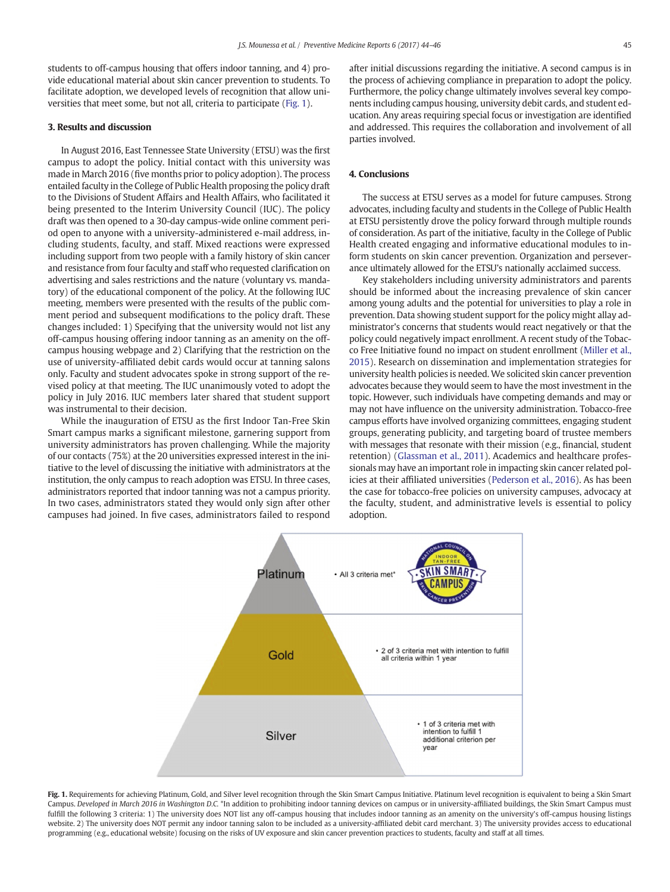students to off-campus housing that offers indoor tanning, and 4) provide educational material about skin cancer prevention to students. To facilitate adoption, we developed levels of recognition that allow universities that meet some, but not all, criteria to participate (Fig. 1).

## 3. Results and discussion

In August 2016, East Tennessee State University (ETSU) was the first campus to adopt the policy. Initial contact with this university was made in March 2016 (five months prior to policy adoption). The process entailed faculty in the College of Public Health proposing the policy draft to the Divisions of Student Affairs and Health Affairs, who facilitated it being presented to the Interim University Council (IUC). The policy draft was then opened to a 30-day campus-wide online comment period open to anyone with a university-administered e-mail address, including students, faculty, and staff. Mixed reactions were expressed including support from two people with a family history of skin cancer and resistance from four faculty and staff who requested clarification on advertising and sales restrictions and the nature (voluntary vs. mandatory) of the educational component of the policy. At the following IUC meeting, members were presented with the results of the public comment period and subsequent modifications to the policy draft. These changes included: 1) Specifying that the university would not list any off-campus housing offering indoor tanning as an amenity on the off-campus housing webpage and 2) Clarifying that the restriction on the use of university-affiliated debit cards would occur at tanning salons only. Faculty and student advocates spoke in strong support of the revised policy at that meeting. The IUC unanimously voted to adopt the policy in July 2016. IUC members later shared that student support was instrumental to their decision.

While the inauguration of ETSU as the first Indoor Tan-Free Skin Smart campus marks a significant milestone, garnering support from university administrators has proven challenging. While the majority of our contacts (75%) at the 20 universities expressed interest in the initiative to the level of discussing the initiative with administrators at the institution, the only campus to reach adoption was ETSU. In three cases, administrators reported that indoor tanning was not a campus priority. In two cases, administrators stated they would only sign after other campuses had joined. In five cases, administrators failed to respond after initial discussions regarding the initiative. A second campus is in the process of achieving compliance in preparation to adopt the policy. Furthermore, the policy change ultimately involves several key components including campus housing, university debit cards, and student education. Any areas requiring special focus or investigation are identified and addressed. This requires the collaboration and involvement of all parties involved.

## 4. Conclusions

The success at ETSU serves as a model for future campuses. Strong advocates, including faculty and students in the College of Public Health at ETSU persistently drove the policy forward through multiple rounds of consideration. As part of the initiative, faculty in the College of Public Health created engaging and informative educational modules to inform students on skin cancer prevention. Organization and perseverance ultimately allowed for the ETSU's nationally acclaimed success.

Key stakeholders including university administrators and parents should be informed about the increasing prevalence of skin cancer among young adults and the potential for universities to play a role in prevention. Data showing student support for the policy might allay administrator's concerns that students would react negatively or that the policy could negatively impact enrollment. A recent study of the Tobacco Free Initiative found no impact on student enrollment (Miller et al., 2015). Research on dissemination and implementation strategies for university health policies is needed. We solicited skin cancer prevention advocates because they would seem to have the most investment in the topic. However, such individuals have competing demands and may or may not have influence on the university administration. Tobacco-free campus efforts have involved organizing committees, engaging student groups, generating publicity, and targeting board of trustee members with messages that resonate with their mission (e.g., financial, student retention) (Glassman et al., 2011). Academics and healthcare professionals may have an important role in impacting skin cancer related policies at their affiliated universities (Pederson et al., 2016). As has been the case for tobacco-free policies on university campuses, advocacy at the faculty, student, and administrative levels is essential to policy adoption.

| Level | Requirements |
|---|---|
| Platinum | • All 3 criteria met* |
| Gold | • 2 of 3 criteria met with intention to fulfill all criteria within 1 year |
| Silver | • 1 of 3 criteria met with intention to fulfill 1 additional criterion per year |

**Fig. 1.** Requirements for achieving Platinum, Gold, and Silver level recognition through the Skin Smart Campus Initiative. Platinum level recognition is equivalent to being a Skin Smart Campus. *Developed in March 2016 in Washington D.C.* *In addition to prohibiting indoor tanning devices on campus or in university-affiliated buildings, the Skin Smart Campus must fulfill the following 3 criteria: 1) The university does NOT list any off-campus housing that includes indoor tanning as an amenity on the university's off-campus housing listings website. 2) The university does NOT permit any indoor tanning salon to be included as a university-affiliated debit card merchant. 3) The university provides access to educational programming (e.g., educational website) focusing on the risks of UV exposure and skin cancer prevention practices to students, faculty and staff at all times.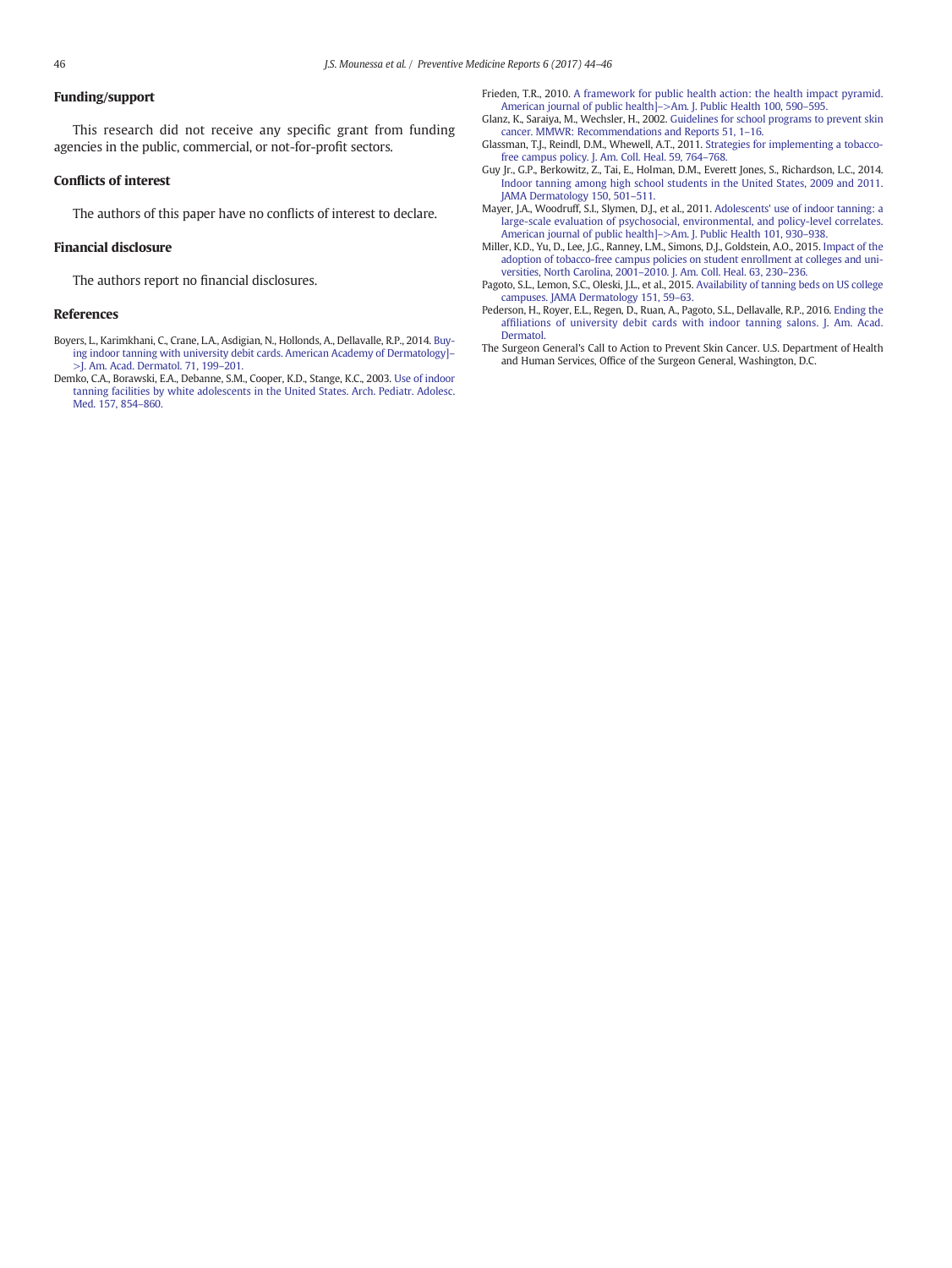## Funding/support

This research did not receive any specific grant from funding agencies in the public, commercial, or not-for-profit sectors.

## Conflicts of interest

The authors of this paper have no conflicts of interest to declare.

## Financial disclosure

The authors report no financial disclosures.

## References

Boyers, L., Karimkhani, C., Crane, L.A., Asdigian, N., Hollonds, A., Dellavalle, R.P., 2014. Buying indoor tanning with university debit cards. American Academy of Dermatology]–>J. Am. Acad. Dermatol. 71, 199–201.

Demko, C.A., Borawski, E.A., Debanne, S.M., Cooper, K.D., Stange, K.C., 2003. Use of indoor tanning facilities by white adolescents in the United States. Arch. Pediatr. Adolesc. Med. 157, 854–860.

Frieden, T.R., 2010. A framework for public health action: the health impact pyramid. American journal of public health]–>Am. J. Public Health 100, 590–595.

Glanz, K., Saraiya, M., Wechsler, H., 2002. Guidelines for school programs to prevent skin cancer. MMWR: Recommendations and Reports 51, 1–16.

Glassman, T.J., Reindl, D.M., Whewell, A.T., 2011. Strategies for implementing a tobacco-free campus policy. J. Am. Coll. Heal. 59, 764–768.

Guy Jr., G.P., Berkowitz, Z., Tai, E., Holman, D.M., Everett Jones, S., Richardson, L.C., 2014. Indoor tanning among high school students in the United States, 2009 and 2011. JAMA Dermatology 150, 501–511.

Mayer, J.A., Woodruff, S.I., Slymen, D.J., et al., 2011. Adolescents' use of indoor tanning: a large-scale evaluation of psychosocial, environmental, and policy-level correlates. American journal of public health]–>Am. J. Public Health 101, 930–938.

Miller, K.D., Yu, D., Lee, J.G., Ranney, L.M., Simons, D.J., Goldstein, A.O., 2015. Impact of the adoption of tobacco-free campus policies on student enrollment at colleges and universities, North Carolina, 2001–2010. J. Am. Coll. Heal. 63, 230–236.

Pagoto, S.L., Lemon, S.C., Oleski, J.L., et al., 2015. Availability of tanning beds on US college campuses. JAMA Dermatology 151, 59–63.

Pederson, H., Royer, E.L., Regen, D., Ruan, A., Pagoto, S.L., Dellavalle, R.P., 2016. Ending the affiliations of university debit cards with indoor tanning salons. J. Am. Acad. Dermatol.

The Surgeon General's Call to Action to Prevent Skin Cancer. U.S. Department of Health and Human Services, Office of the Surgeon General, Washington, D.C.